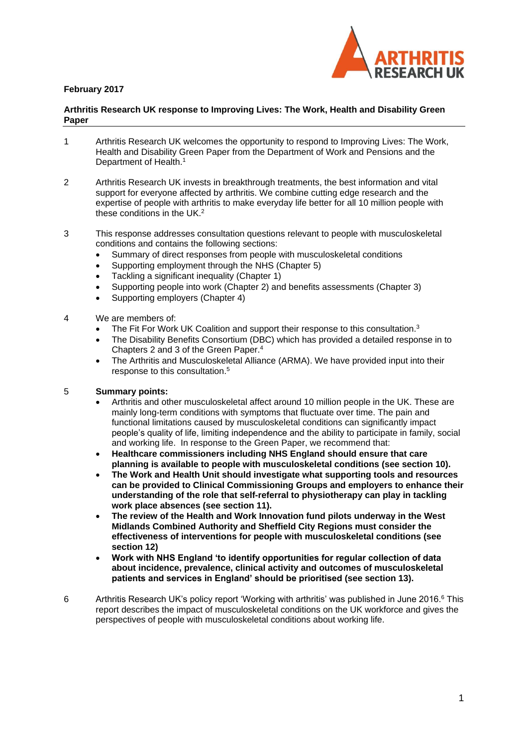**February 2017**

**Arthritis Research UK response to Improving Lives: The Work, Health and Disability Green Paper**

1 Arthritis Research UK welcomes the opportunity to respond to Improving Lives: The Work, Health and Disability Green Paper from the Department of Work and Pensions and the Department of Health.[1]

2 Arthritis Research UK invests in breakthrough treatments, the best information and vital support for everyone affected by arthritis. We combine cutting edge research and the expertise of people with arthritis to make everyday life better for all 10 million people with these conditions in the UK.[2]

3 This response addresses consultation questions relevant to people with musculoskeletal conditions and contains the following sections:

- Summary of direct responses from people with musculoskeletal conditions
- Supporting employment through the NHS (Chapter 5)
- Tackling a significant inequality (Chapter 1)
- Supporting people into work (Chapter 2) and benefits assessments (Chapter 3)
- Supporting employers (Chapter 4)

4 We are members of:

- The Fit For Work UK Coalition and support their response to this consultation.[3]
- The Disability Benefits Consortium (DBC) which has provided a detailed response in to Chapters 2 and 3 of the Green Paper.[4]
- The Arthritis and Musculoskeletal Alliance (ARMA). We have provided input into their response to this consultation.[5]

5 **Summary points:**

- Arthritis and other musculoskeletal affect around 10 million people in the UK. These are mainly long-term conditions with symptoms that fluctuate over time. The pain and functional limitations caused by musculoskeletal conditions can significantly impact people's quality of life, limiting independence and the ability to participate in family, social and working life. In response to the Green Paper, we recommend that:
- **Healthcare commissioners including NHS England should ensure that care planning is available to people with musculoskeletal conditions (see section 10).**
- **The Work and Health Unit should investigate what supporting tools and resources can be provided to Clinical Commissioning Groups and employers to enhance their understanding of the role that self-referral to physiotherapy can play in tackling work place absences (see section 11).**
- **The review of the Health and Work Innovation fund pilots underway in the West Midlands Combined Authority and Sheffield City Regions must consider the effectiveness of interventions for people with musculoskeletal conditions (see section 12)**
- **Work with NHS England 'to identify opportunities for regular collection of data about incidence, prevalence, clinical activity and outcomes of musculoskeletal patients and services in England' should be prioritised (see section 13).**

6 Arthritis Research UK's policy report 'Working with arthritis' was published in June 2016.[6] This report describes the impact of musculoskeletal conditions on the UK workforce and gives the perspectives of people with musculoskeletal conditions about working life.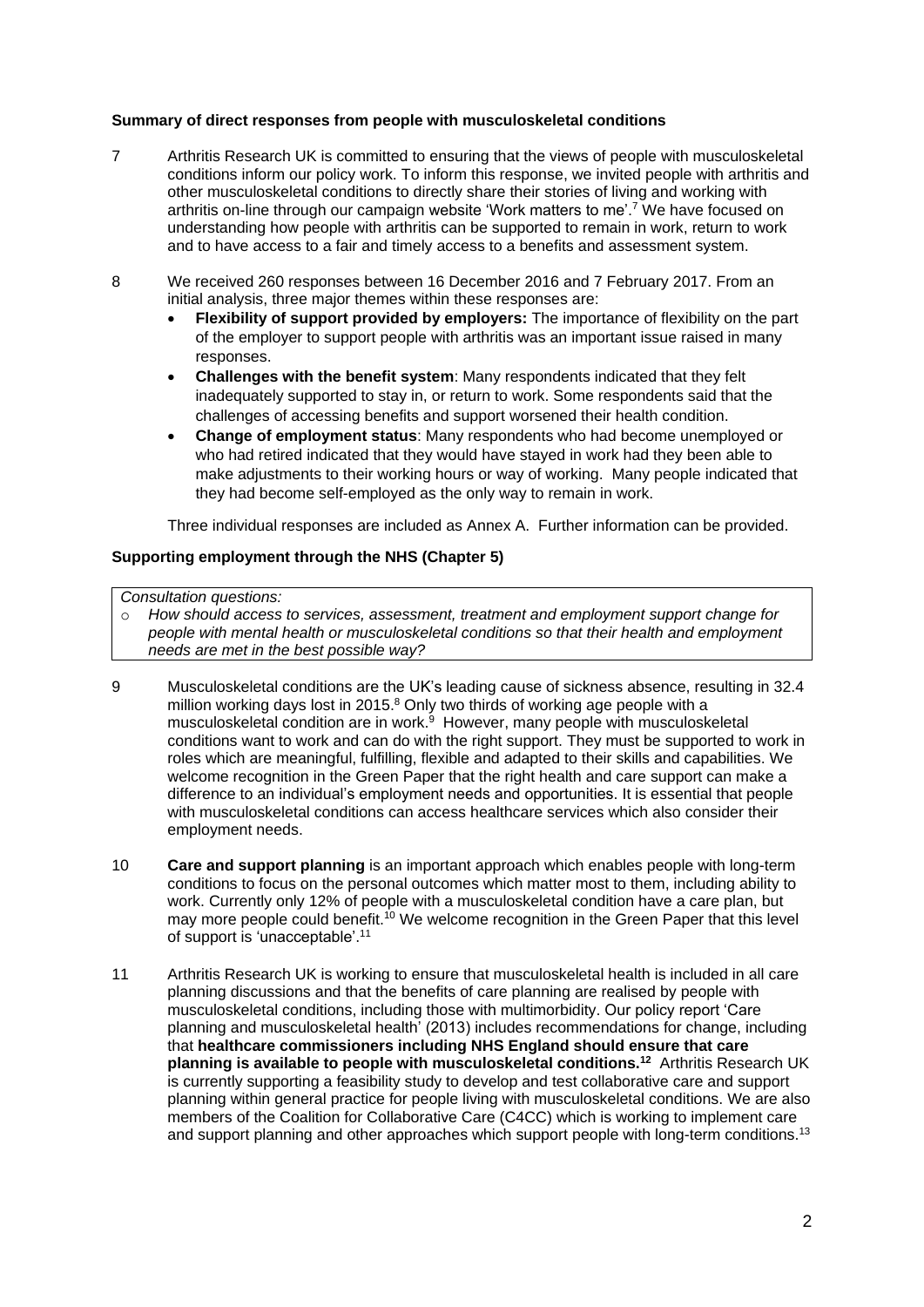**Summary of direct responses from people with musculoskeletal conditions**

7 Arthritis Research UK is committed to ensuring that the views of people with musculoskeletal conditions inform our policy work. To inform this response, we invited people with arthritis and other musculoskeletal conditions to directly share their stories of living and working with arthritis on-line through our campaign website 'Work matters to me'.[7] We have focused on understanding how people with arthritis can be supported to remain in work, return to work and to have access to a fair and timely access to a benefits and assessment system.

8 We received 260 responses between 16 December 2016 and 7 February 2017. From an initial analysis, three major themes within these responses are:

- **Flexibility of support provided by employers:** The importance of flexibility on the part of the employer to support people with arthritis was an important issue raised in many responses.
- **Challenges with the benefit system**: Many respondents indicated that they felt inadequately supported to stay in, or return to work. Some respondents said that the challenges of accessing benefits and support worsened their health condition.
- **Change of employment status**: Many respondents who had become unemployed or who had retired indicated that they would have stayed in work had they been able to make adjustments to their working hours or way of working. Many people indicated that they had become self-employed as the only way to remain in work.

Three individual responses are included as Annex A. Further information can be provided.

**Supporting employment through the NHS (Chapter 5)**

*Consultation questions:*

- *How should access to services, assessment, treatment and employment support change for people with mental health or musculoskeletal conditions so that their health and employment needs are met in the best possible way?*

9 Musculoskeletal conditions are the UK's leading cause of sickness absence, resulting in 32.4 million working days lost in 2015.[8] Only two thirds of working age people with a musculoskeletal condition are in work.[9] However, many people with musculoskeletal conditions want to work and can do with the right support. They must be supported to work in roles which are meaningful, fulfilling, flexible and adapted to their skills and capabilities. We welcome recognition in the Green Paper that the right health and care support can make a difference to an individual's employment needs and opportunities. It is essential that people with musculoskeletal conditions can access healthcare services which also consider their employment needs.

10 **Care and support planning** is an important approach which enables people with long-term conditions to focus on the personal outcomes which matter most to them, including ability to work. Currently only 12% of people with a musculoskeletal condition have a care plan, but may more people could benefit.[10] We welcome recognition in the Green Paper that this level of support is 'unacceptable'.[11]

11 Arthritis Research UK is working to ensure that musculoskeletal health is included in all care planning discussions and that the benefits of care planning are realised by people with musculoskeletal conditions, including those with multimorbidity. Our policy report 'Care planning and musculoskeletal health' (2013) includes recommendations for change, including that **healthcare commissioners including NHS England should ensure that care planning is available to people with musculoskeletal conditions.[12]** Arthritis Research UK is currently supporting a feasibility study to develop and test collaborative care and support planning within general practice for people living with musculoskeletal conditions. We are also members of the Coalition for Collaborative Care (C4CC) which is working to implement care and support planning and other approaches which support people with long-term conditions.[13]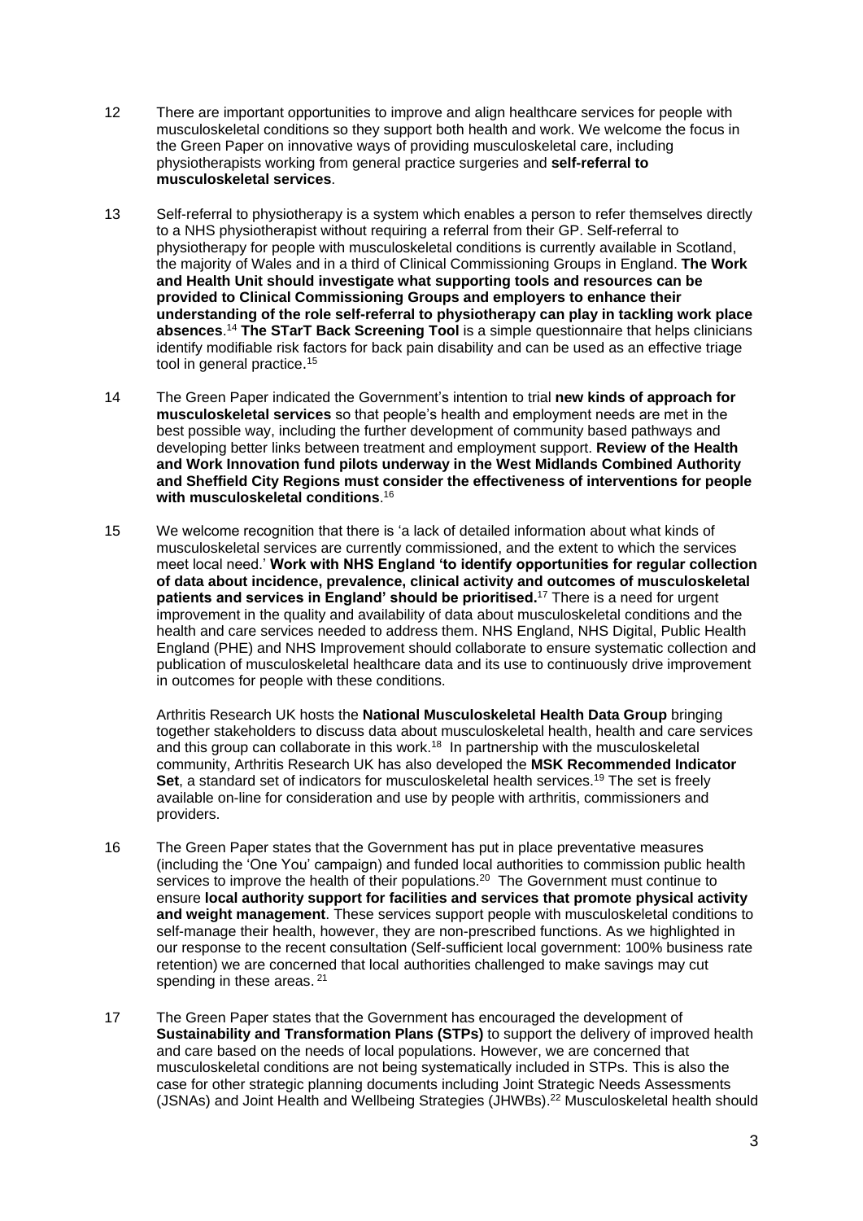12 There are important opportunities to improve and align healthcare services for people with musculoskeletal conditions so they support both health and work. We welcome the focus in the Green Paper on innovative ways of providing musculoskeletal care, including physiotherapists working from general practice surgeries and **self-referral to musculoskeletal services**.

13 Self-referral to physiotherapy is a system which enables a person to refer themselves directly to a NHS physiotherapist without requiring a referral from their GP. Self-referral to physiotherapy for people with musculoskeletal conditions is currently available in Scotland, the majority of Wales and in a third of Clinical Commissioning Groups in England. **The Work and Health Unit should investigate what supporting tools and resources can be provided to Clinical Commissioning Groups and employers to enhance their understanding of the role self-referral to physiotherapy can play in tackling work place absences**.[14] **The STarT Back Screening Tool** is a simple questionnaire that helps clinicians identify modifiable risk factors for back pain disability and can be used as an effective triage tool in general practice.[15]

14 The Green Paper indicated the Government's intention to trial **new kinds of approach for musculoskeletal services** so that people's health and employment needs are met in the best possible way, including the further development of community based pathways and developing better links between treatment and employment support. **Review of the Health and Work Innovation fund pilots underway in the West Midlands Combined Authority and Sheffield City Regions must consider the effectiveness of interventions for people with musculoskeletal conditions**.[16]

15 We welcome recognition that there is 'a lack of detailed information about what kinds of musculoskeletal services are currently commissioned, and the extent to which the services meet local need.' **Work with NHS England 'to identify opportunities for regular collection of data about incidence, prevalence, clinical activity and outcomes of musculoskeletal patients and services in England' should be prioritised.**[17] There is a need for urgent improvement in the quality and availability of data about musculoskeletal conditions and the health and care services needed to address them. NHS England, NHS Digital, Public Health England (PHE) and NHS Improvement should collaborate to ensure systematic collection and publication of musculoskeletal healthcare data and its use to continuously drive improvement in outcomes for people with these conditions.

Arthritis Research UK hosts the **National Musculoskeletal Health Data Group** bringing together stakeholders to discuss data about musculoskeletal health, health and care services and this group can collaborate in this work.[18] In partnership with the musculoskeletal community, Arthritis Research UK has also developed the **MSK Recommended Indicator Set**, a standard set of indicators for musculoskeletal health services.[19] The set is freely available on-line for consideration and use by people with arthritis, commissioners and providers.

16 The Green Paper states that the Government has put in place preventative measures (including the 'One You' campaign) and funded local authorities to commission public health services to improve the health of their populations.[20] The Government must continue to ensure **local authority support for facilities and services that promote physical activity and weight management**. These services support people with musculoskeletal conditions to self-manage their health, however, they are non-prescribed functions. As we highlighted in our response to the recent consultation (Self-sufficient local government: 100% business rate retention) we are concerned that local authorities challenged to make savings may cut spending in these areas.[21]

17 The Green Paper states that the Government has encouraged the development of **Sustainability and Transformation Plans (STPs)** to support the delivery of improved health and care based on the needs of local populations. However, we are concerned that musculoskeletal conditions are not being systematically included in STPs. This is also the case for other strategic planning documents including Joint Strategic Needs Assessments (JSNAs) and Joint Health and Wellbeing Strategies (JHWBs).[22] Musculoskeletal health should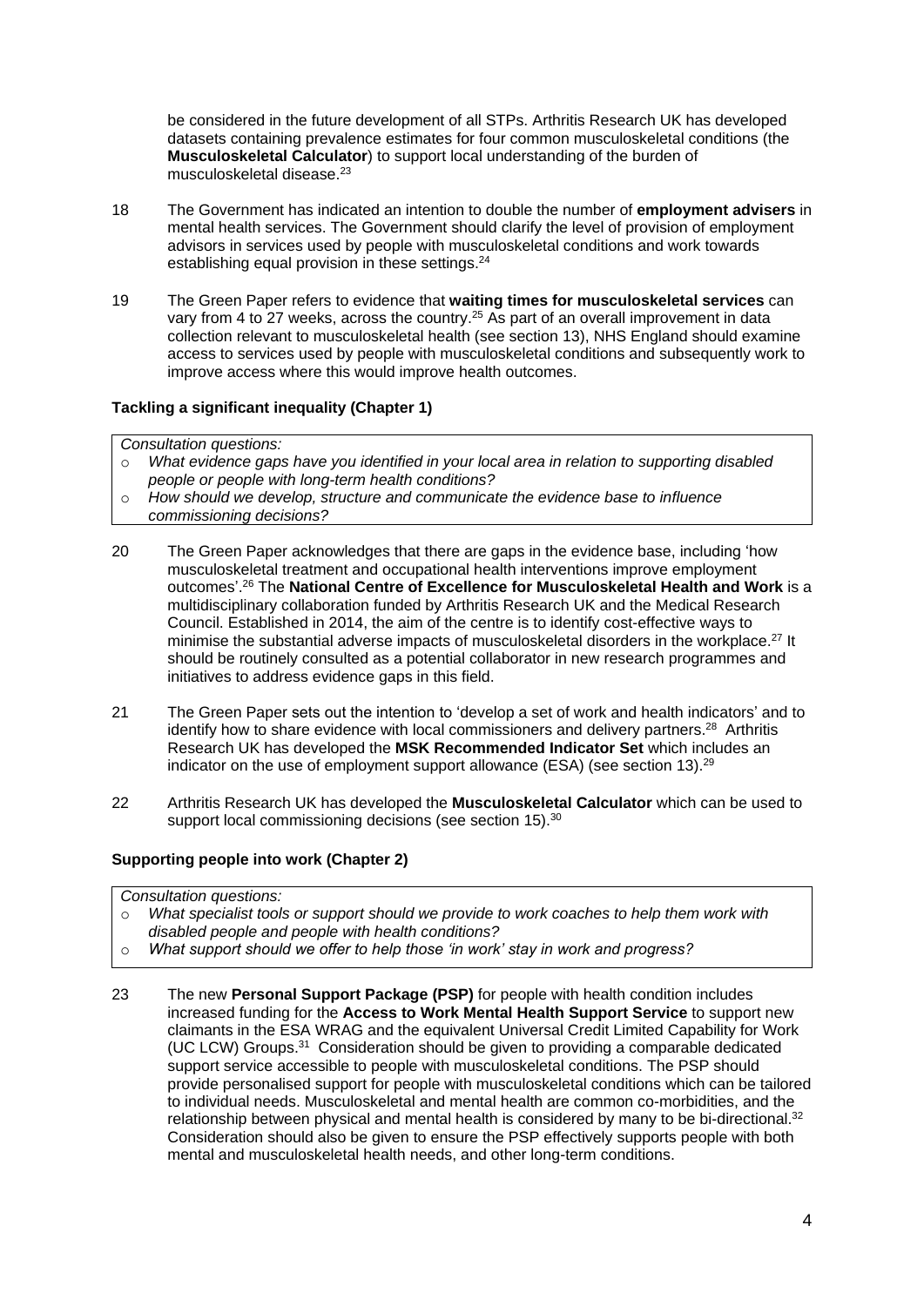be considered in the future development of all STPs. Arthritis Research UK has developed datasets containing prevalence estimates for four common musculoskeletal conditions (the **Musculoskeletal Calculator**) to support local understanding of the burden of musculoskeletal disease.[23]

18 The Government has indicated an intention to double the number of **employment advisers** in mental health services. The Government should clarify the level of provision of employment advisors in services used by people with musculoskeletal conditions and work towards establishing equal provision in these settings.[24]

19 The Green Paper refers to evidence that **waiting times for musculoskeletal services** can vary from 4 to 27 weeks, across the country.[25] As part of an overall improvement in data collection relevant to musculoskeletal health (see section 13), NHS England should examine access to services used by people with musculoskeletal conditions and subsequently work to improve access where this would improve health outcomes.

**Tackling a significant inequality (Chapter 1)**

*Consultation questions:*

- *What evidence gaps have you identified in your local area in relation to supporting disabled people or people with long-term health conditions?*
- *How should we develop, structure and communicate the evidence base to influence commissioning decisions?*

20 The Green Paper acknowledges that there are gaps in the evidence base, including 'how musculoskeletal treatment and occupational health interventions improve employment outcomes'.[26] The **National Centre of Excellence for Musculoskeletal Health and Work** is a multidisciplinary collaboration funded by Arthritis Research UK and the Medical Research Council. Established in 2014, the aim of the centre is to identify cost-effective ways to minimise the substantial adverse impacts of musculoskeletal disorders in the workplace.[27] It should be routinely consulted as a potential collaborator in new research programmes and initiatives to address evidence gaps in this field.

21 The Green Paper sets out the intention to 'develop a set of work and health indicators' and to identify how to share evidence with local commissioners and delivery partners.[28] Arthritis Research UK has developed the **MSK Recommended Indicator Set** which includes an indicator on the use of employment support allowance (ESA) (see section 13).[29]

22 Arthritis Research UK has developed the **Musculoskeletal Calculator** which can be used to support local commissioning decisions (see section 15).[30]

**Supporting people into work (Chapter 2)**

*Consultation questions:*

- *What specialist tools or support should we provide to work coaches to help them work with disabled people and people with health conditions?*
- *What support should we offer to help those 'in work' stay in work and progress?*

23 The new **Personal Support Package (PSP)** for people with health condition includes increased funding for the **Access to Work Mental Health Support Service** to support new claimants in the ESA WRAG and the equivalent Universal Credit Limited Capability for Work (UC LCW) Groups.[31] Consideration should be given to providing a comparable dedicated support service accessible to people with musculoskeletal conditions. The PSP should provide personalised support for people with musculoskeletal conditions which can be tailored to individual needs. Musculoskeletal and mental health are common co-morbidities, and the relationship between physical and mental health is considered by many to be bi-directional.[32] Consideration should also be given to ensure the PSP effectively supports people with both mental and musculoskeletal health needs, and other long-term conditions.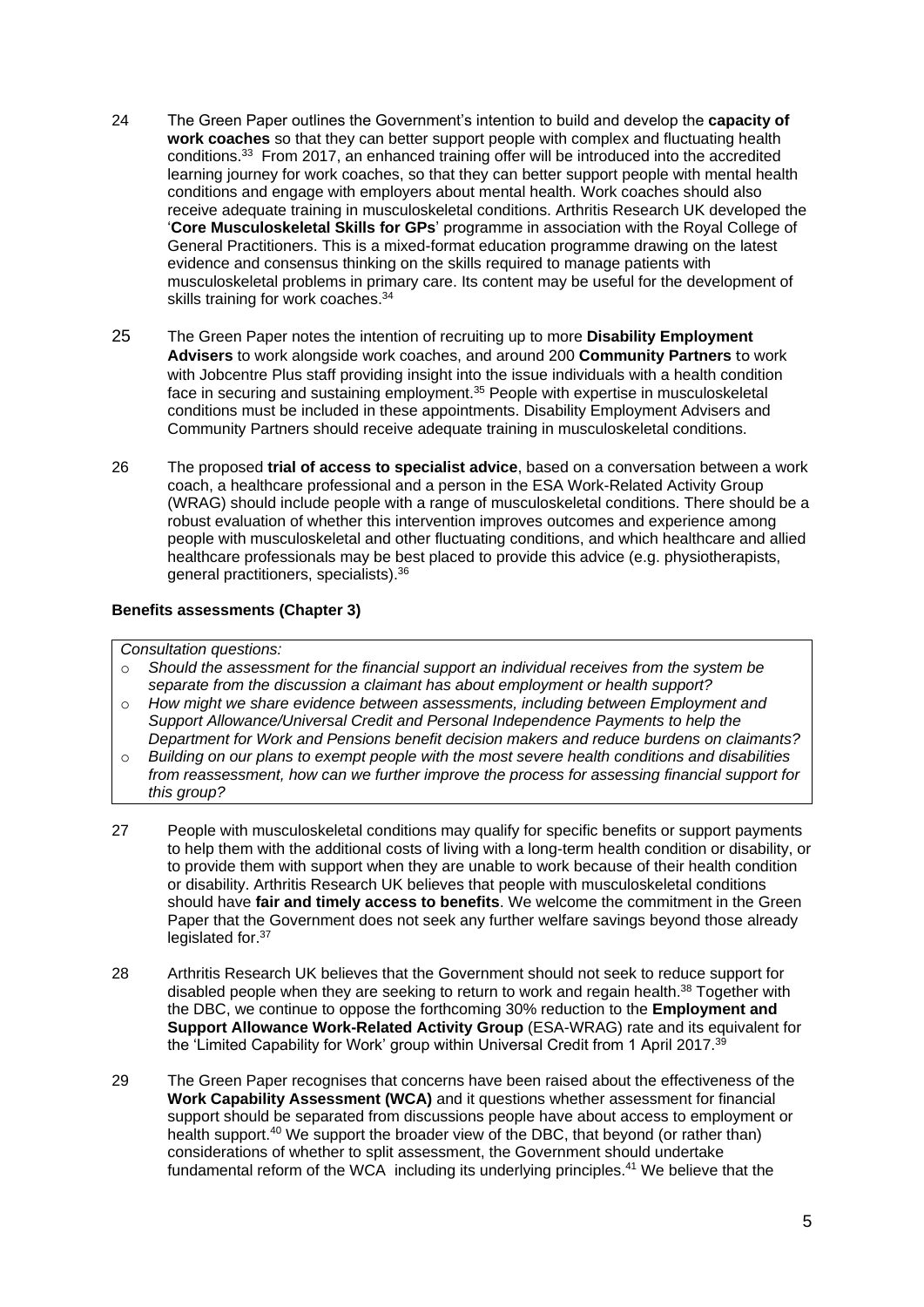24 The Green Paper outlines the Government's intention to build and develop the **capacity of work coaches** so that they can better support people with complex and fluctuating health conditions.[33] From 2017, an enhanced training offer will be introduced into the accredited learning journey for work coaches, so that they can better support people with mental health conditions and engage with employers about mental health. Work coaches should also receive adequate training in musculoskeletal conditions. Arthritis Research UK developed the '**Core Musculoskeletal Skills for GPs**' programme in association with the Royal College of General Practitioners. This is a mixed-format education programme drawing on the latest evidence and consensus thinking on the skills required to manage patients with musculoskeletal problems in primary care. Its content may be useful for the development of skills training for work coaches.[34]

25 The Green Paper notes the intention of recruiting up to more **Disability Employment Advisers** to work alongside work coaches, and around 200 **Community Partners** to work with Jobcentre Plus staff providing insight into the issue individuals with a health condition face in securing and sustaining employment.[35] People with expertise in musculoskeletal conditions must be included in these appointments. Disability Employment Advisers and Community Partners should receive adequate training in musculoskeletal conditions.

26 The proposed **trial of access to specialist advice**, based on a conversation between a work coach, a healthcare professional and a person in the ESA Work-Related Activity Group (WRAG) should include people with a range of musculoskeletal conditions. There should be a robust evaluation of whether this intervention improves outcomes and experience among people with musculoskeletal and other fluctuating conditions, and which healthcare and allied healthcare professionals may be best placed to provide this advice (e.g. physiotherapists, general practitioners, specialists).[36]

**Benefits assessments (Chapter 3)**

*Consultation questions:*

- *Should the assessment for the financial support an individual receives from the system be separate from the discussion a claimant has about employment or health support?*
- *How might we share evidence between assessments, including between Employment and Support Allowance/Universal Credit and Personal Independence Payments to help the Department for Work and Pensions benefit decision makers and reduce burdens on claimants?*
- *Building on our plans to exempt people with the most severe health conditions and disabilities from reassessment, how can we further improve the process for assessing financial support for this group?*

27 People with musculoskeletal conditions may qualify for specific benefits or support payments to help them with the additional costs of living with a long-term health condition or disability, or to provide them with support when they are unable to work because of their health condition or disability. Arthritis Research UK believes that people with musculoskeletal conditions should have **fair and timely access to benefits**. We welcome the commitment in the Green Paper that the Government does not seek any further welfare savings beyond those already legislated for.[37]

28 Arthritis Research UK believes that the Government should not seek to reduce support for disabled people when they are seeking to return to work and regain health.[38] Together with the DBC, we continue to oppose the forthcoming 30% reduction to the **Employment and Support Allowance Work-Related Activity Group** (ESA-WRAG) rate and its equivalent for the 'Limited Capability for Work' group within Universal Credit from 1 April 2017.[39]

29 The Green Paper recognises that concerns have been raised about the effectiveness of the **Work Capability Assessment (WCA)** and it questions whether assessment for financial support should be separated from discussions people have about access to employment or health support.[40] We support the broader view of the DBC, that beyond (or rather than) considerations of whether to split assessment, the Government should undertake fundamental reform of the WCA including its underlying principles.[41] We believe that the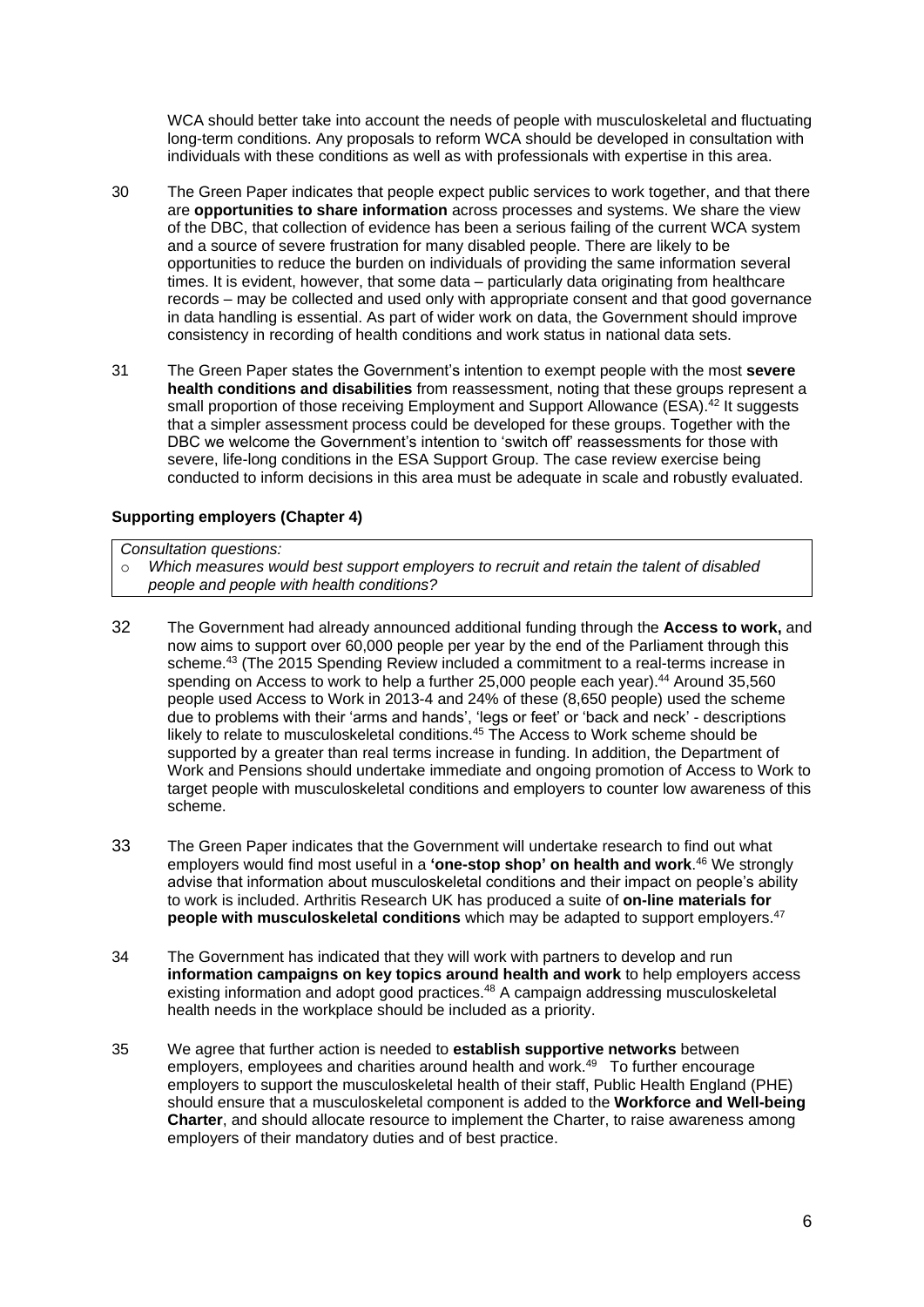WCA should better take into account the needs of people with musculoskeletal and fluctuating long-term conditions. Any proposals to reform WCA should be developed in consultation with individuals with these conditions as well as with professionals with expertise in this area.

30 The Green Paper indicates that people expect public services to work together, and that there are **opportunities to share information** across processes and systems. We share the view of the DBC, that collection of evidence has been a serious failing of the current WCA system and a source of severe frustration for many disabled people. There are likely to be opportunities to reduce the burden on individuals of providing the same information several times. It is evident, however, that some data – particularly data originating from healthcare records – may be collected and used only with appropriate consent and that good governance in data handling is essential. As part of wider work on data, the Government should improve consistency in recording of health conditions and work status in national data sets.

31 The Green Paper states the Government's intention to exempt people with the most **severe health conditions and disabilities** from reassessment, noting that these groups represent a small proportion of those receiving Employment and Support Allowance (ESA).[42] It suggests that a simpler assessment process could be developed for these groups. Together with the DBC we welcome the Government's intention to 'switch off' reassessments for those with severe, life-long conditions in the ESA Support Group. The case review exercise being conducted to inform decisions in this area must be adequate in scale and robustly evaluated.

**Supporting employers (Chapter 4)**

*Consultation questions:*

- *Which measures would best support employers to recruit and retain the talent of disabled people and people with health conditions?*

32 The Government had already announced additional funding through the **Access to work,** and now aims to support over 60,000 people per year by the end of the Parliament through this scheme.[43] (The 2015 Spending Review included a commitment to a real-terms increase in spending on Access to work to help a further 25,000 people each year).[44] Around 35,560 people used Access to Work in 2013-4 and 24% of these (8,650 people) used the scheme due to problems with their 'arms and hands', 'legs or feet' or 'back and neck' - descriptions likely to relate to musculoskeletal conditions.[45] The Access to Work scheme should be supported by a greater than real terms increase in funding. In addition, the Department of Work and Pensions should undertake immediate and ongoing promotion of Access to Work to target people with musculoskeletal conditions and employers to counter low awareness of this scheme.

33 The Green Paper indicates that the Government will undertake research to find out what employers would find most useful in a **'one-stop shop' on health and work**.[46] We strongly advise that information about musculoskeletal conditions and their impact on people's ability to work is included. Arthritis Research UK has produced a suite of **on-line materials for people with musculoskeletal conditions** which may be adapted to support employers.[47]

34 The Government has indicated that they will work with partners to develop and run **information campaigns on key topics around health and work** to help employers access existing information and adopt good practices.[48] A campaign addressing musculoskeletal health needs in the workplace should be included as a priority.

35 We agree that further action is needed to **establish supportive networks** between employers, employees and charities around health and work.[49] To further encourage employers to support the musculoskeletal health of their staff, Public Health England (PHE) should ensure that a musculoskeletal component is added to the **Workforce and Well-being Charter**, and should allocate resource to implement the Charter, to raise awareness among employers of their mandatory duties and of best practice.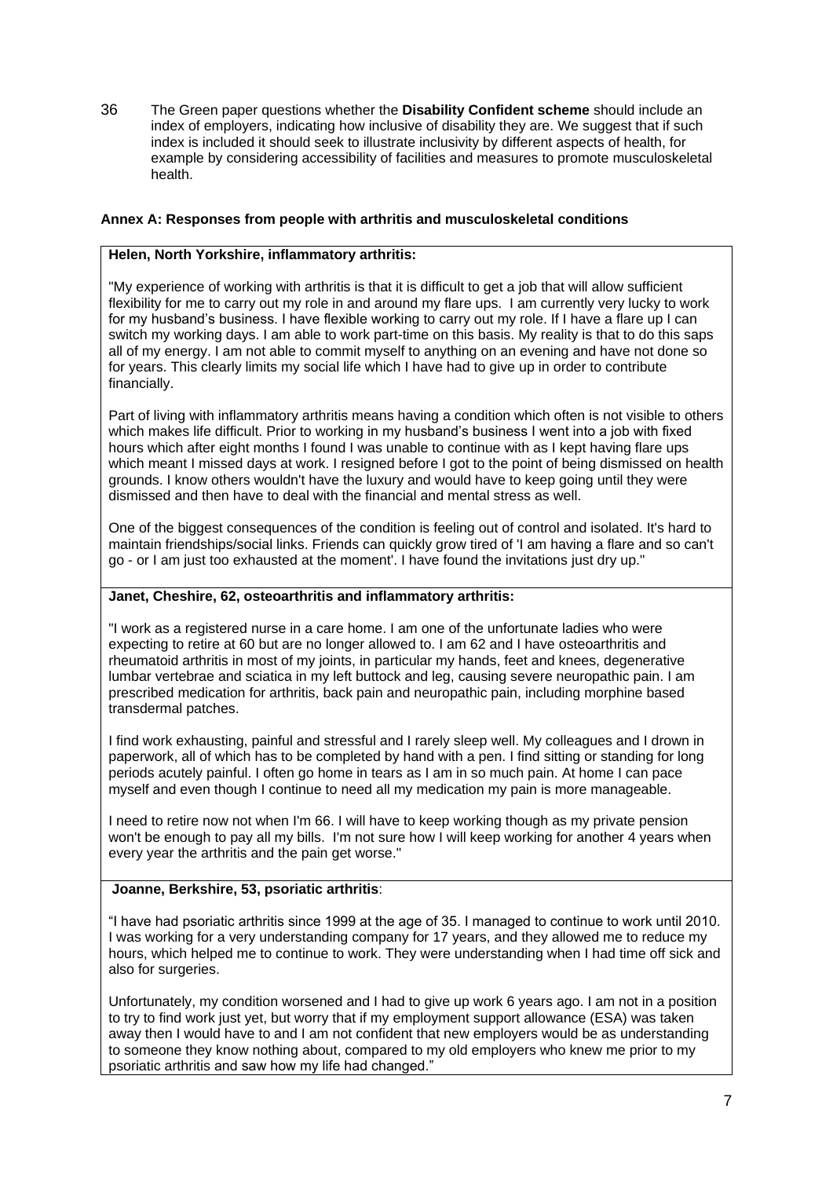36 The Green paper questions whether the **Disability Confident scheme** should include an index of employers, indicating how inclusive of disability they are. We suggest that if such index is included it should seek to illustrate inclusivity by different aspects of health, for example by considering accessibility of facilities and measures to promote musculoskeletal health.

**Annex A: Responses from people with arthritis and musculoskeletal conditions**

**Helen, North Yorkshire, inflammatory arthritis:**

"My experience of working with arthritis is that it is difficult to get a job that will allow sufficient flexibility for me to carry out my role in and around my flare ups. I am currently very lucky to work for my husband's business. I have flexible working to carry out my role. If I have a flare up I can switch my working days. I am able to work part-time on this basis. My reality is that to do this saps all of my energy. I am not able to commit myself to anything on an evening and have not done so for years. This clearly limits my social life which I have had to give up in order to contribute financially.

Part of living with inflammatory arthritis means having a condition which often is not visible to others which makes life difficult. Prior to working in my husband's business I went into a job with fixed hours which after eight months I found I was unable to continue with as I kept having flare ups which meant I missed days at work. I resigned before I got to the point of being dismissed on health grounds. I know others wouldn't have the luxury and would have to keep going until they were dismissed and then have to deal with the financial and mental stress as well.

One of the biggest consequences of the condition is feeling out of control and isolated. It's hard to maintain friendships/social links. Friends can quickly grow tired of 'I am having a flare and so can't go - or I am just too exhausted at the moment'. I have found the invitations just dry up."

**Janet, Cheshire, 62, osteoarthritis and inflammatory arthritis:**

"I work as a registered nurse in a care home. I am one of the unfortunate ladies who were expecting to retire at 60 but are no longer allowed to. I am 62 and I have osteoarthritis and rheumatoid arthritis in most of my joints, in particular my hands, feet and knees, degenerative lumbar vertebrae and sciatica in my left buttock and leg, causing severe neuropathic pain. I am prescribed medication for arthritis, back pain and neuropathic pain, including morphine based transdermal patches.

I find work exhausting, painful and stressful and I rarely sleep well. My colleagues and I drown in paperwork, all of which has to be completed by hand with a pen. I find sitting or standing for long periods acutely painful. I often go home in tears as I am in so much pain. At home I can pace myself and even though I continue to need all my medication my pain is more manageable.

I need to retire now not when I'm 66. I will have to keep working though as my private pension won't be enough to pay all my bills. I'm not sure how I will keep working for another 4 years when every year the arthritis and the pain get worse."

**Joanne, Berkshire, 53, psoriatic arthritis**:

"I have had psoriatic arthritis since 1999 at the age of 35. I managed to continue to work until 2010. I was working for a very understanding company for 17 years, and they allowed me to reduce my hours, which helped me to continue to work. They were understanding when I had time off sick and also for surgeries.

Unfortunately, my condition worsened and I had to give up work 6 years ago. I am not in a position to try to find work just yet, but worry that if my employment support allowance (ESA) was taken away then I would have to and I am not confident that new employers would be as understanding to someone they know nothing about, compared to my old employers who knew me prior to my psoriatic arthritis and saw how my life had changed."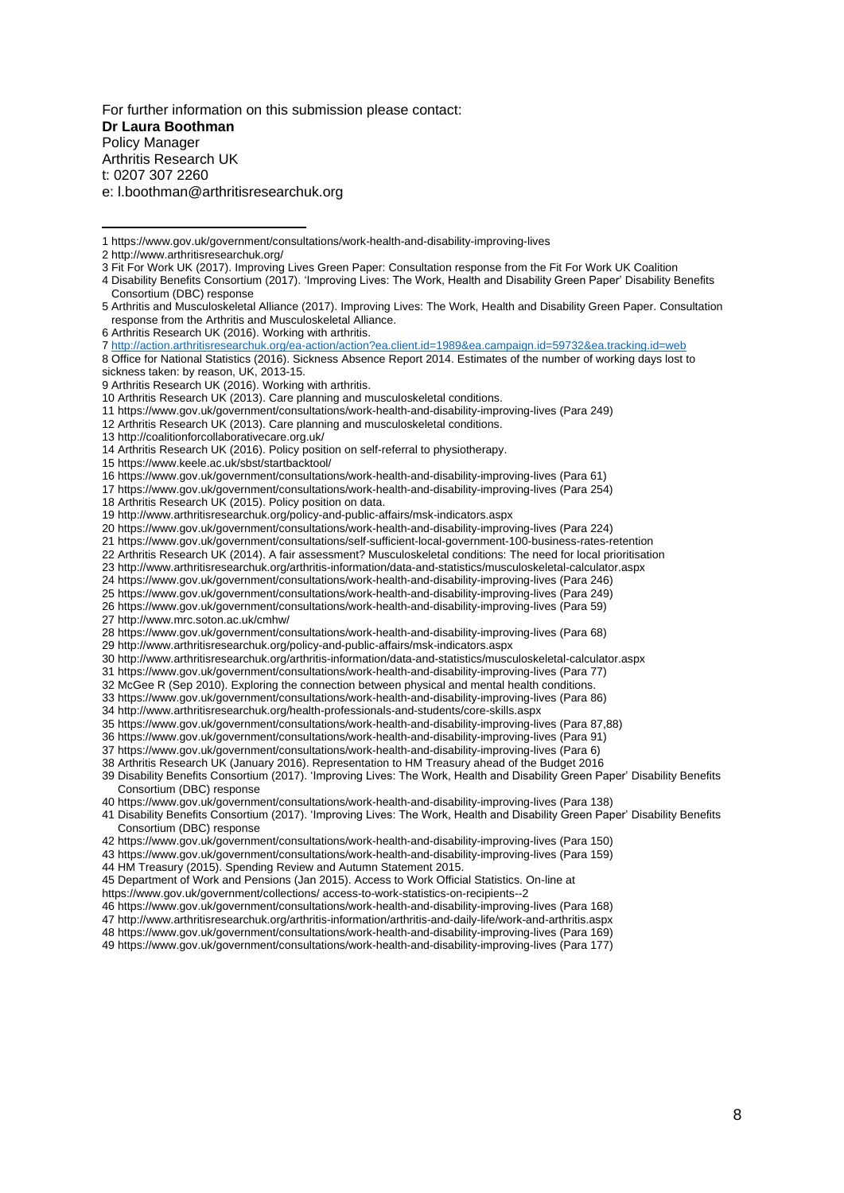For further information on this submission please contact:

**Dr Laura Boothman**
Policy Manager
Arthritis Research UK
t: 0207 307 2260
e: l.boothman@arthritisresearchuk.org

---

1 https://www.gov.uk/government/consultations/work-health-and-disability-improving-lives
2 http://www.arthritisresearchuk.org/
3 Fit For Work UK (2017). Improving Lives Green Paper: Consultation response from the Fit For Work UK Coalition
4 Disability Benefits Consortium (2017). 'Improving Lives: The Work, Health and Disability Green Paper' Disability Benefits Consortium (DBC) response
5 Arthritis and Musculoskeletal Alliance (2017). Improving Lives: The Work, Health and Disability Green Paper. Consultation response from the Arthritis and Musculoskeletal Alliance.
6 Arthritis Research UK (2016). Working with arthritis.
7 http://action.arthritisresearchuk.org/ea-action/action?ea.client.id=1989&ea.campaign.id=59732&ea.tracking.id=web
8 Office for National Statistics (2016). Sickness Absence Report 2014. Estimates of the number of working days lost to sickness taken: by reason, UK, 2013-15.
9 Arthritis Research UK (2016). Working with arthritis.
10 Arthritis Research UK (2013). Care planning and musculoskeletal conditions.
11 https://www.gov.uk/government/consultations/work-health-and-disability-improving-lives (Para 249)
12 Arthritis Research UK (2013). Care planning and musculoskeletal conditions.
13 http://coalitionforcollaborativecare.org.uk/
14 Arthritis Research UK (2016). Policy position on self-referral to physiotherapy.
15 https://www.keele.ac.uk/sbst/startbacktool/
16 https://www.gov.uk/government/consultations/work-health-and-disability-improving-lives (Para 61)
17 https://www.gov.uk/government/consultations/work-health-and-disability-improving-lives (Para 254)
18 Arthritis Research UK (2015). Policy position on data.
19 http://www.arthritisresearchuk.org/policy-and-public-affairs/msk-indicators.aspx
20 https://www.gov.uk/government/consultations/work-health-and-disability-improving-lives (Para 224)
21 https://www.gov.uk/government/consultations/self-sufficient-local-government-100-business-rates-retention
22 Arthritis Research UK (2014). A fair assessment? Musculoskeletal conditions: The need for local prioritisation
23 http://www.arthritisresearchuk.org/arthritis-information/data-and-statistics/musculoskeletal-calculator.aspx
24 https://www.gov.uk/government/consultations/work-health-and-disability-improving-lives (Para 246)
25 https://www.gov.uk/government/consultations/work-health-and-disability-improving-lives (Para 249)
26 https://www.gov.uk/government/consultations/work-health-and-disability-improving-lives (Para 59)
27 http://www.mrc.soton.ac.uk/cmhw/
28 https://www.gov.uk/government/consultations/work-health-and-disability-improving-lives (Para 68)
29 http://www.arthritisresearchuk.org/policy-and-public-affairs/msk-indicators.aspx
30 http://www.arthritisresearchuk.org/arthritis-information/data-and-statistics/musculoskeletal-calculator.aspx
31 https://www.gov.uk/government/consultations/work-health-and-disability-improving-lives (Para 77)
32 McGee R (Sep 2010). Exploring the connection between physical and mental health conditions.
33 https://www.gov.uk/government/consultations/work-health-and-disability-improving-lives (Para 86)
34 http://www.arthritisresearchuk.org/health-professionals-and-students/core-skills.aspx
35 https://www.gov.uk/government/consultations/work-health-and-disability-improving-lives (Para 87,88)
36 https://www.gov.uk/government/consultations/work-health-and-disability-improving-lives (Para 91)
37 https://www.gov.uk/government/consultations/work-health-and-disability-improving-lives (Para 6)
38 Arthritis Research UK (January 2016). Representation to HM Treasury ahead of the Budget 2016
39 Disability Benefits Consortium (2017). 'Improving Lives: The Work, Health and Disability Green Paper' Disability Benefits Consortium (DBC) response
40 https://www.gov.uk/government/consultations/work-health-and-disability-improving-lives (Para 138)
41 Disability Benefits Consortium (2017). 'Improving Lives: The Work, Health and Disability Green Paper' Disability Benefits Consortium (DBC) response
42 https://www.gov.uk/government/consultations/work-health-and-disability-improving-lives (Para 150)
43 https://www.gov.uk/government/consultations/work-health-and-disability-improving-lives (Para 159)
44 HM Treasury (2015). Spending Review and Autumn Statement 2015.
45 Department of Work and Pensions (Jan 2015). Access to Work Official Statistics. On-line at https://www.gov.uk/government/collections/ access-to-work-statistics-on-recipients--2
46 https://www.gov.uk/government/consultations/work-health-and-disability-improving-lives (Para 168)
47 http://www.arthritisresearchuk.org/arthritis-information/arthritis-and-daily-life/work-and-arthritis.aspx
48 https://www.gov.uk/government/consultations/work-health-and-disability-improving-lives (Para 169)
49 https://www.gov.uk/government/consultations/work-health-and-disability-improving-lives (Para 177)